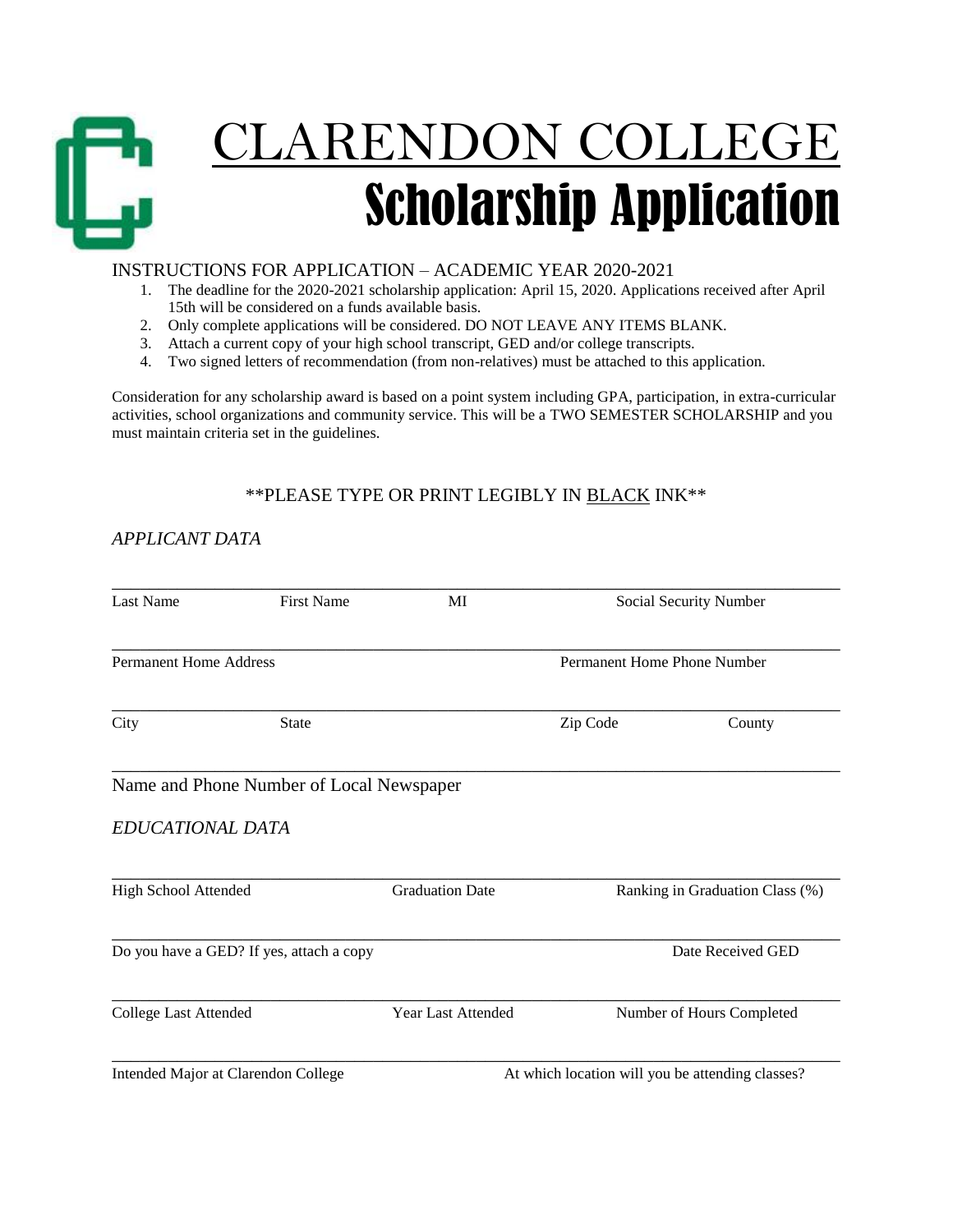# CLARENDON COLLEGE

# Scholarship Application

INSTRUCTIONS FOR APPLICATION – ACADEMIC YEAR 2020-2021

1. The deadline for the 2020-2021 scholarship application: April 15, 2020. Applications received after April 15th will be considered on a funds available basis.
2. Only complete applications will be considered. DO NOT LEAVE ANY ITEMS BLANK.
3. Attach a current copy of your high school transcript, GED and/or college transcripts.
4. Two signed letters of recommendation (from non-relatives) must be attached to this application.

Consideration for any scholarship award is based on a point system including GPA, participation, in extra-curricular activities, school organizations and community service. This will be a TWO SEMESTER SCHOLARSHIP and you must maintain criteria set in the guidelines.

**PLEASE TYPE OR PRINT LEGIBLY IN <u>BLACK</u> INK**

*APPLICANT DATA*

_______________________________________________________________________________

Last Name First Name MI Social Security Number

_______________________________________________________________________________

Permanent Home Address Permanent Home Phone Number

_______________________________________________________________________________

City State Zip Code County

_______________________________________________________________________________

Name and Phone Number of Local Newspaper

*EDUCATIONAL DATA*

_______________________________________________________________________________

High School Attended Graduation Date Ranking in Graduation Class (%)

_______________________________________________________________________________

Do you have a GED? If yes, attach a copy Date Received GED

_______________________________________________________________________________

College Last Attended Year Last Attended Number of Hours Completed

_______________________________________________________________________________

Intended Major at Clarendon College At which location will you be attending classes?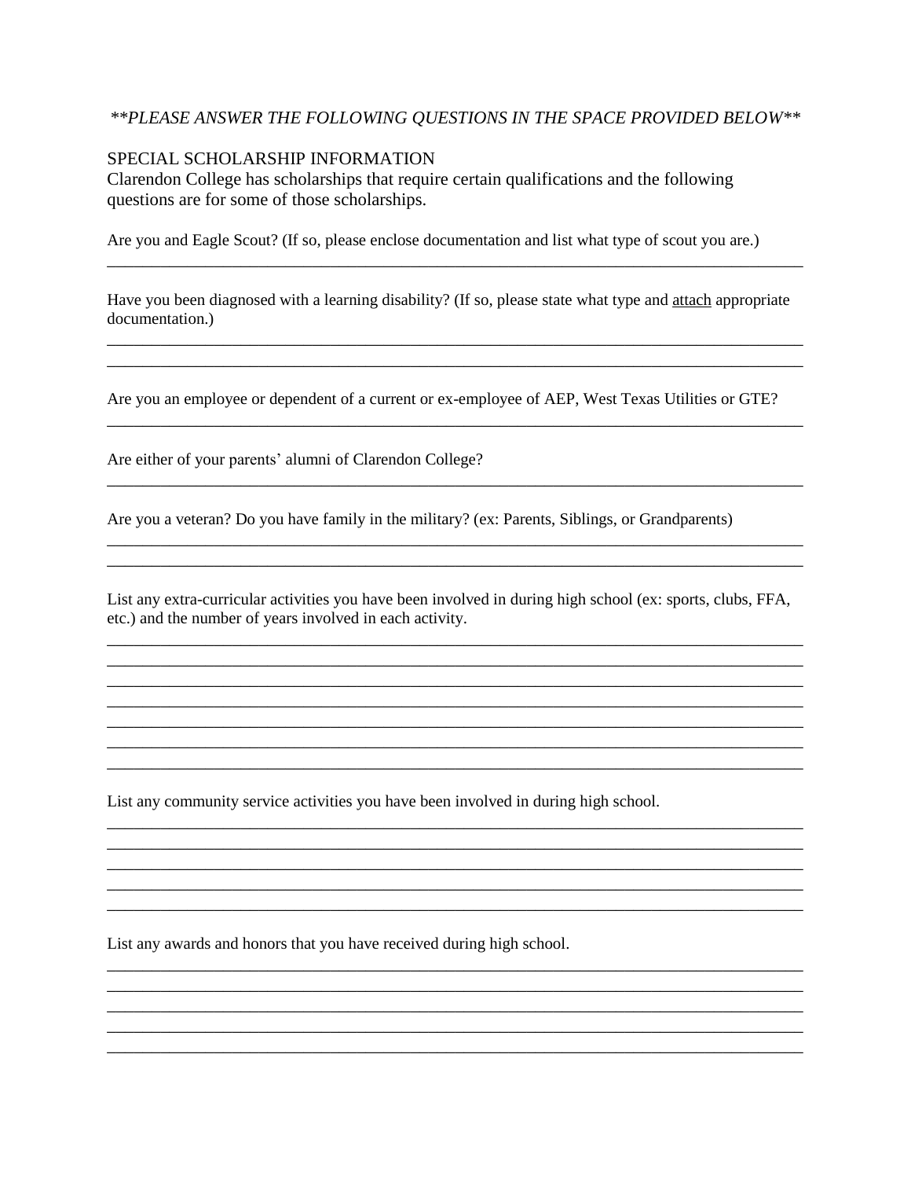*\*\*PLEASE ANSWER THE FOLLOWING QUESTIONS IN THE SPACE PROVIDED BELOW\*\**

SPECIAL SCHOLARSHIP INFORMATION

Clarendon College has scholarships that require certain qualifications and the following questions are for some of those scholarships.

Are you and Eagle Scout? (If so, please enclose documentation and list what type of scout you are.)

___________________________________________________________________________

Have you been diagnosed with a learning disability? (If so, please state what type and <u>attach</u> appropriate documentation.)

___________________________________________________________________________

___________________________________________________________________________

Are you an employee or dependent of a current or ex-employee of AEP, West Texas Utilities or GTE?

___________________________________________________________________________

Are either of your parents' alumni of Clarendon College?

___________________________________________________________________________

Are you a veteran? Do you have family in the military? (ex: Parents, Siblings, or Grandparents)

___________________________________________________________________________

___________________________________________________________________________

List any extra-curricular activities you have been involved in during high school (ex: sports, clubs, FFA, etc.) and the number of years involved in each activity.

___________________________________________________________________________

___________________________________________________________________________

___________________________________________________________________________

___________________________________________________________________________

___________________________________________________________________________

___________________________________________________________________________

___________________________________________________________________________

List any community service activities you have been involved in during high school.

___________________________________________________________________________

___________________________________________________________________________

___________________________________________________________________________

___________________________________________________________________________

___________________________________________________________________________

List any awards and honors that you have received during high school.

___________________________________________________________________________

___________________________________________________________________________

___________________________________________________________________________

___________________________________________________________________________

___________________________________________________________________________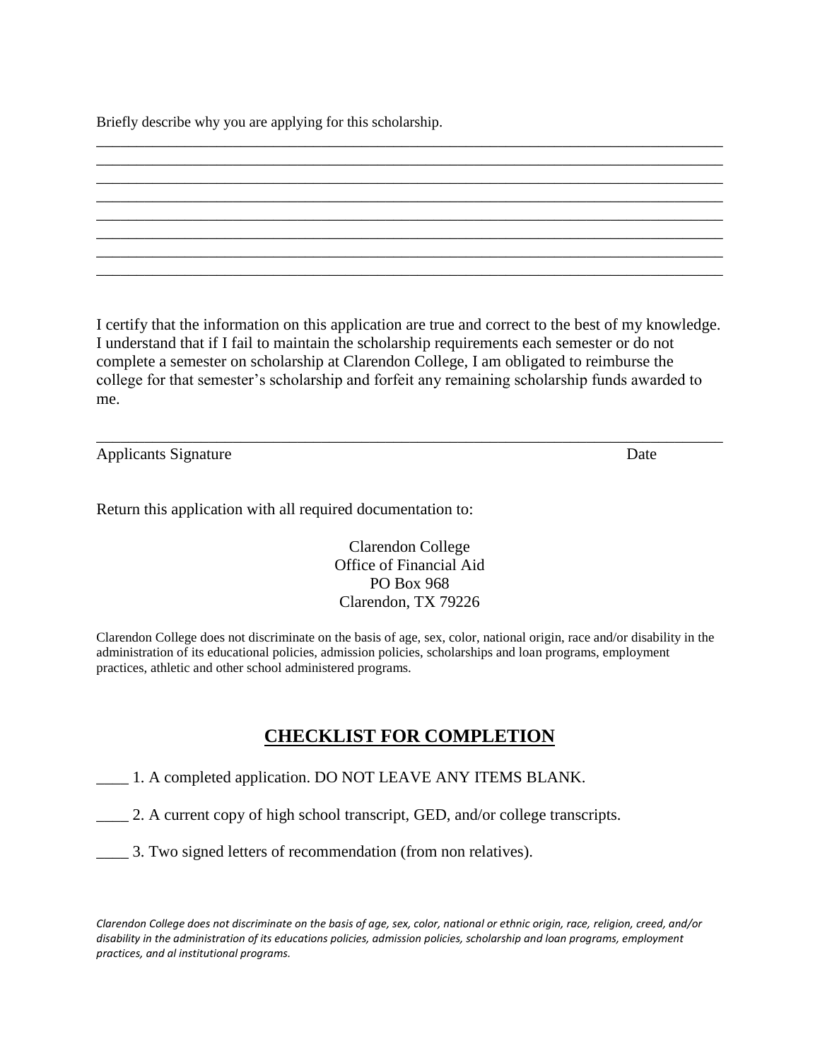Briefly describe why you are applying for this scholarship.

________________________________________________________________________________
________________________________________________________________________________
________________________________________________________________________________
________________________________________________________________________________
________________________________________________________________________________
________________________________________________________________________________
________________________________________________________________________________
________________________________________________________________________________

I certify that the information on this application are true and correct to the best of my knowledge. I understand that if I fail to maintain the scholarship requirements each semester or do not complete a semester on scholarship at Clarendon College, I am obligated to reimburse the college for that semester's scholarship and forfeit any remaining scholarship funds awarded to me.

________________________________________________________________________________

Applicants Signature                                                                                    Date

Return this application with all required documentation to:

Clarendon College
Office of Financial Aid
PO Box 968
Clarendon, TX 79226

Clarendon College does not discriminate on the basis of age, sex, color, national origin, race and/or disability in the administration of its educational policies, admission policies, scholarships and loan programs, employment practices, athletic and other school administered programs.

## **CHECKLIST FOR COMPLETION**

____ 1. A completed application. DO NOT LEAVE ANY ITEMS BLANK.

____ 2. A current copy of high school transcript, GED, and/or college transcripts.

____ 3. Two signed letters of recommendation (from non relatives).

*Clarendon College does not discriminate on the basis of age, sex, color, national or ethnic origin, race, religion, creed, and/or disability in the administration of its educations policies, admission policies, scholarship and loan programs, employment practices, and al institutional programs.*